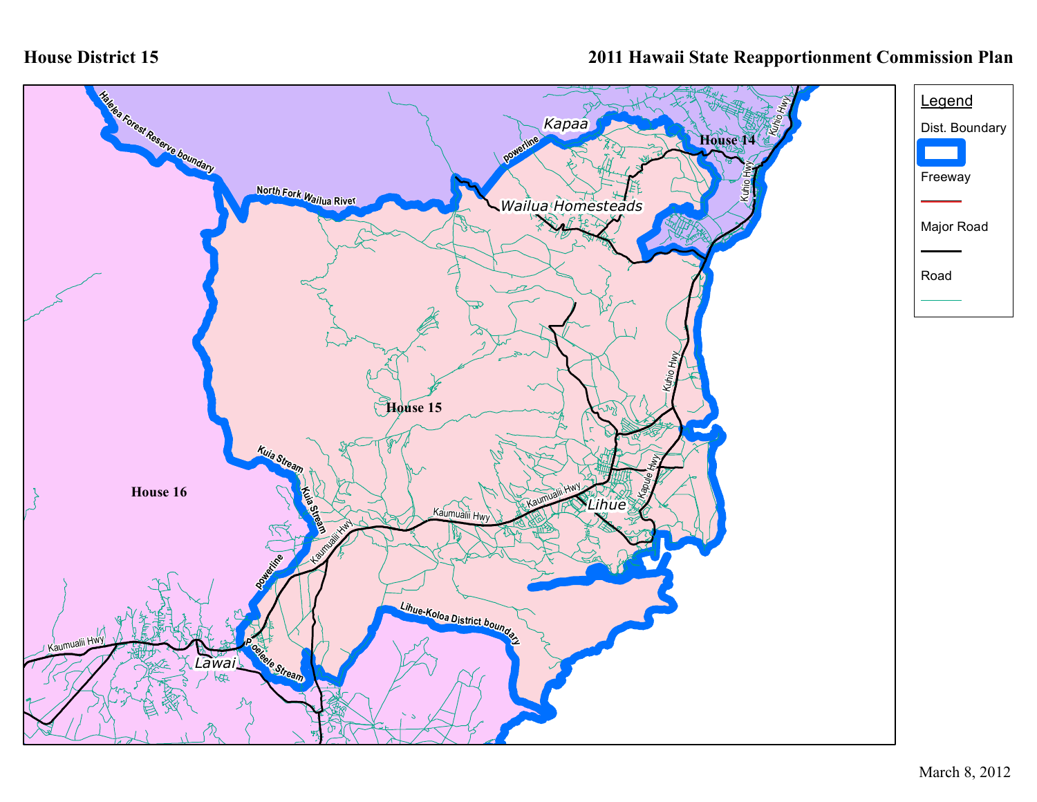# House District 15

## 2011 Hawaii State Reapportionment Commission Plan

**Legend**

- Dist. Boundary
- Freeway
- Major Road
- Road

Halelea Forest Reserve boundary

North Fork Wailua River

Kapaa

powerline

House 14

Kuhio Hwy

Wailua Homesteads

Kuhio Hwy

House 15

Kuia Stream

Kuia Stream

House 16

Kapule Hwy

Kaumualii Hwy

Lihue

Kaumualii Hwy

Kaumualii Hwy

powerline

Lihue-Koloa District boundary

Kaumualii Hwy

Lawai

Poeleele Stream

March 8, 2012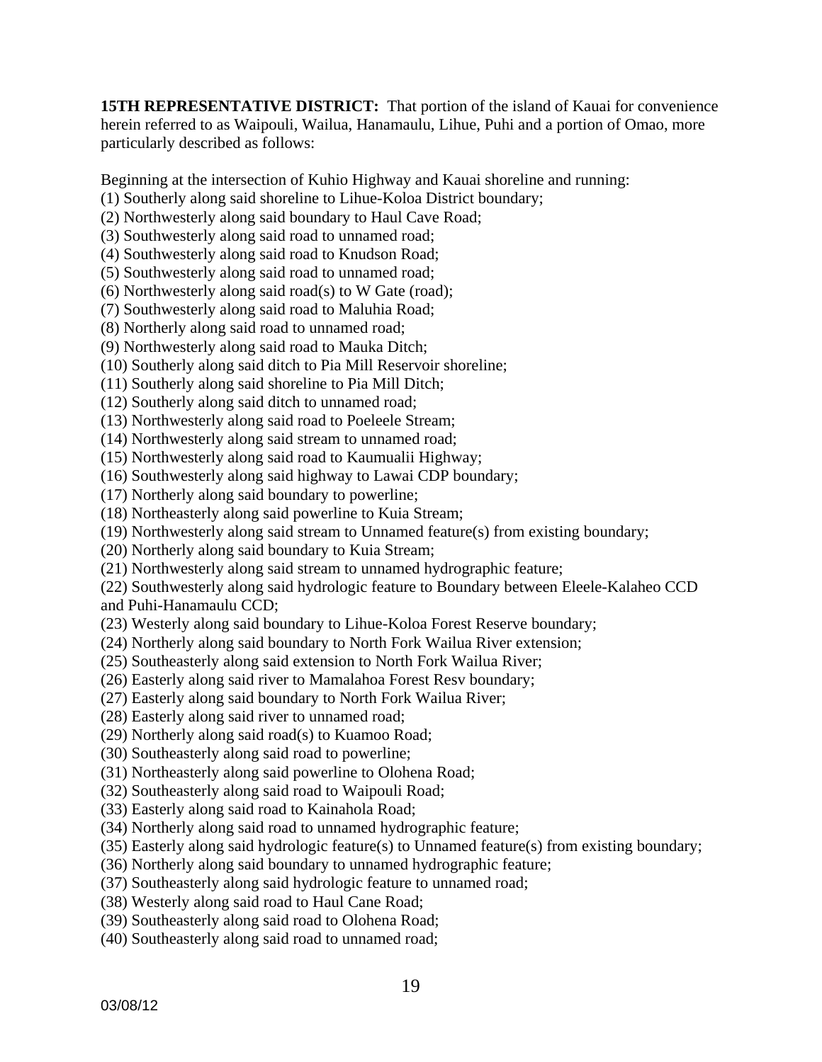**15TH REPRESENTATIVE DISTRICT:** That portion of the island of Kauai for convenience herein referred to as Waipouli, Wailua, Hanamaulu, Lihue, Puhi and a portion of Omao, more particularly described as follows:

Beginning at the intersection of Kuhio Highway and Kauai shoreline and running:

(1) Southerly along said shoreline to Lihue-Koloa District boundary;
(2) Northwesterly along said boundary to Haul Cave Road;
(3) Southwesterly along said road to unnamed road;
(4) Southwesterly along said road to Knudson Road;
(5) Southwesterly along said road to unnamed road;
(6) Northwesterly along said road(s) to W Gate (road);
(7) Southwesterly along said road to Maluhia Road;
(8) Northerly along said road to unnamed road;
(9) Northwesterly along said road to Mauka Ditch;
(10) Southerly along said ditch to Pia Mill Reservoir shoreline;
(11) Southerly along said shoreline to Pia Mill Ditch;
(12) Southerly along said ditch to unnamed road;
(13) Northwesterly along said road to Poeleele Stream;
(14) Northwesterly along said stream to unnamed road;
(15) Northwesterly along said road to Kaumualii Highway;
(16) Southwesterly along said highway to Lawai CDP boundary;
(17) Northerly along said boundary to powerline;
(18) Northeasterly along said powerline to Kuia Stream;
(19) Northwesterly along said stream to Unnamed feature(s) from existing boundary;
(20) Northerly along said boundary to Kuia Stream;
(21) Northwesterly along said stream to unnamed hydrographic feature;
(22) Southwesterly along said hydrologic feature to Boundary between Eleele-Kalaheo CCD and Puhi-Hanamaulu CCD;
(23) Westerly along said boundary to Lihue-Koloa Forest Reserve boundary;
(24) Northerly along said boundary to North Fork Wailua River extension;
(25) Southeasterly along said extension to North Fork Wailua River;
(26) Easterly along said river to Mamalahoa Forest Resv boundary;
(27) Easterly along said boundary to North Fork Wailua River;
(28) Easterly along said river to unnamed road;
(29) Northerly along said road(s) to Kuamoo Road;
(30) Southeasterly along said road to powerline;
(31) Northeasterly along said powerline to Olohena Road;
(32) Southeasterly along said road to Waipouli Road;
(33) Easterly along said road to Kainahola Road;
(34) Northerly along said road to unnamed hydrographic feature;
(35) Easterly along said hydrologic feature(s) to Unnamed feature(s) from existing boundary;
(36) Northerly along said boundary to unnamed hydrographic feature;
(37) Southeasterly along said hydrologic feature to unnamed road;
(38) Westerly along said road to Haul Cane Road;
(39) Southeasterly along said road to Olohena Road;
(40) Southeasterly along said road to unnamed road;

03/08/12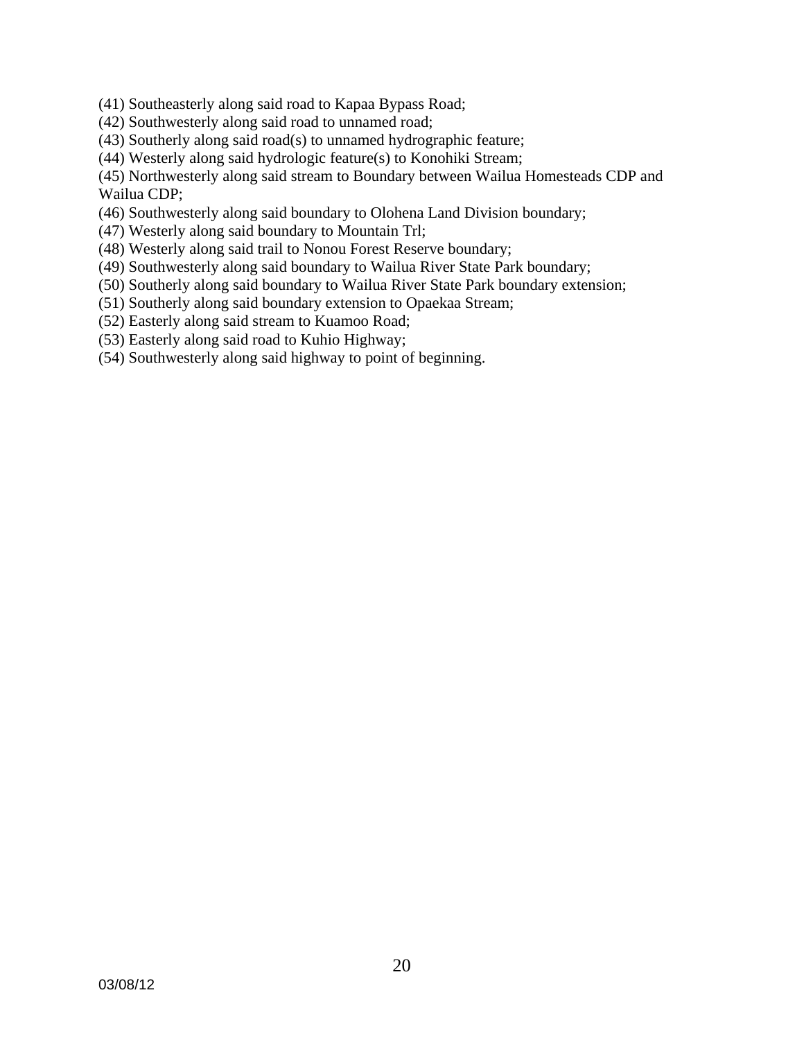(41) Southeasterly along said road to Kapaa Bypass Road;
(42) Southwesterly along said road to unnamed road;
(43) Southerly along said road(s) to unnamed hydrographic feature;
(44) Westerly along said hydrologic feature(s) to Konohiki Stream;
(45) Northwesterly along said stream to Boundary between Wailua Homesteads CDP and Wailua CDP;
(46) Southwesterly along said boundary to Olohena Land Division boundary;
(47) Westerly along said boundary to Mountain Trl;
(48) Westerly along said trail to Nonou Forest Reserve boundary;
(49) Southwesterly along said boundary to Wailua River State Park boundary;
(50) Southerly along said boundary to Wailua River State Park boundary extension;
(51) Southerly along said boundary extension to Opaekaa Stream;
(52) Easterly along said stream to Kuamoo Road;
(53) Easterly along said road to Kuhio Highway;
(54) Southwesterly along said highway to point of beginning.